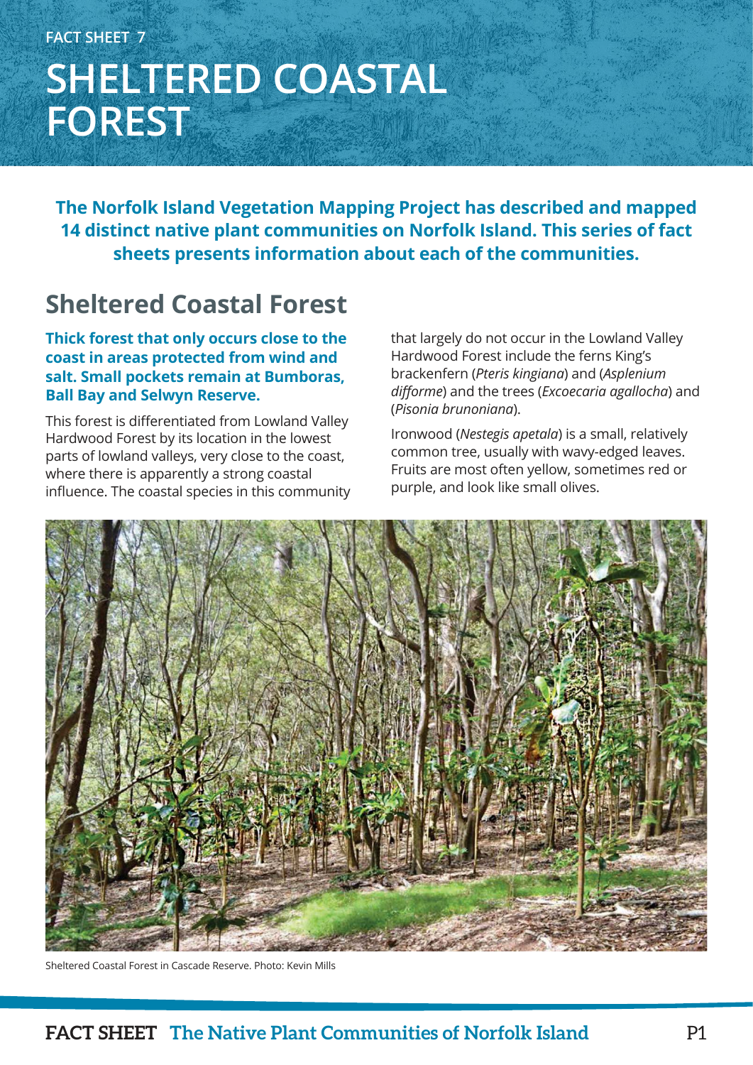FACT SHEET 7

# SHELTERED COASTAL FOREST

**The Norfolk Island Vegetation Mapping Project has described and mapped 14 distinct native plant communities on Norfolk Island. This series of fact sheets presents information about each of the communities.**

## Sheltered Coastal Forest

**Thick forest that only occurs close to the coast in areas protected from wind and salt. Small pockets remain at Bumboras, Ball Bay and Selwyn Reserve.**

This forest is differentiated from Lowland Valley Hardwood Forest by its location in the lowest parts of lowland valleys, very close to the coast, where there is apparently a strong coastal influence. The coastal species in this community that largely do not occur in the Lowland Valley Hardwood Forest include the ferns King's brackenfern (*Pteris kingiana*) and (*Asplenium difforme*) and the trees (*Excoecaria agallocha*) and (*Pisonia brunoniana*).

Ironwood (*Nestegis apetala*) is a small, relatively common tree, usually with wavy-edged leaves. Fruits are most often yellow, sometimes red or purple, and look like small olives.

Sheltered Coastal Forest in Cascade Reserve. Photo: Kevin Mills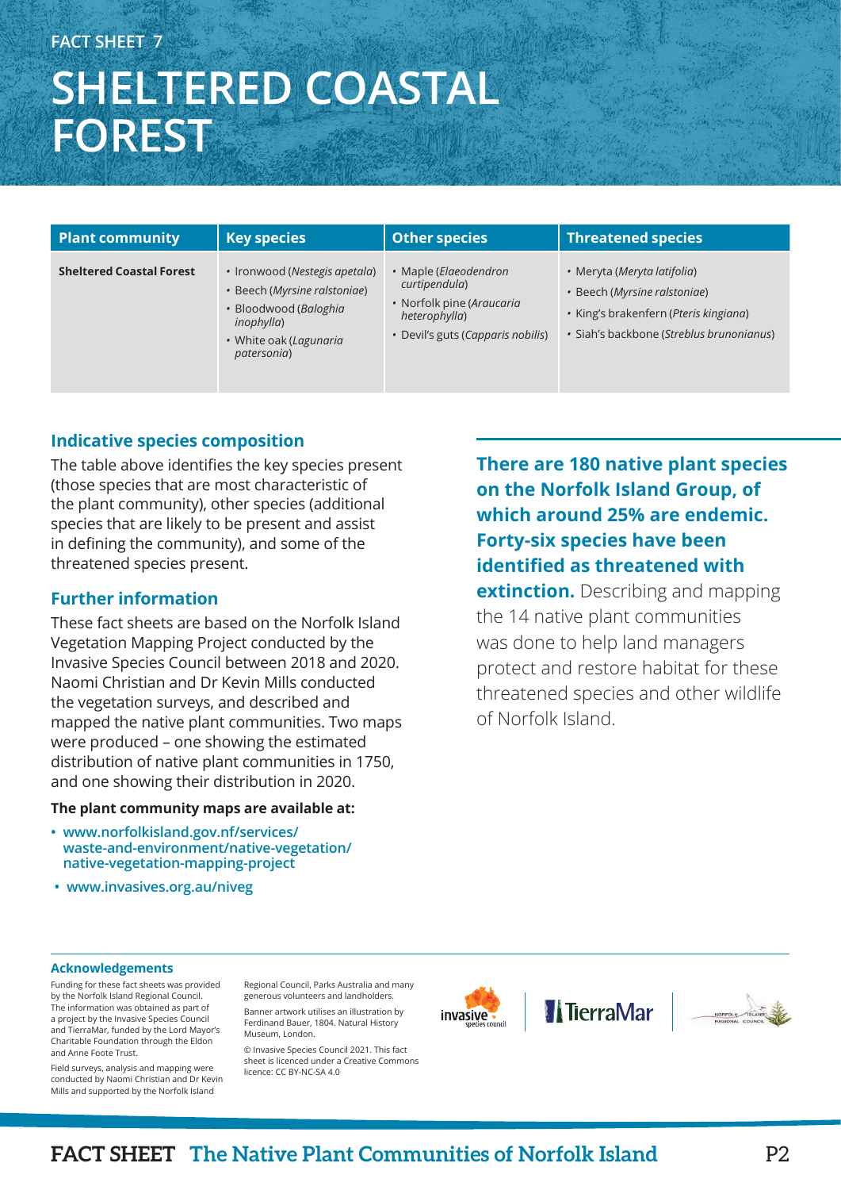FACT SHEET 7

# SHELTERED COASTAL FOREST

| Plant community | Key species | Other species | Threatened species |
|---|---|---|---|
| **Sheltered Coastal Forest** | • Ironwood (*Nestegis apetala*)<br>• Beech (*Myrsine ralstoniae*)<br>• Bloodwood (*Baloghia inophylla*)<br>• White oak (*Lagunaria patersonia*) | • Maple (*Elaeodendron curtipendula*)<br>• Norfolk pine (*Araucaria heterophylla*)<br>• Devil's guts (*Capparis nobilis*) | • Meryta (*Meryta latifolia*)<br>• Beech (*Myrsine ralstoniae*)<br>• King's brakenfern (*Pteris kingiana*)<br>• Siah's backbone (*Streblus brunonianus*) |

## Indicative species composition

The table above identifies the key species present (those species that are most characteristic of the plant community), other species (additional species that are likely to be present and assist in defining the community), and some of the threatened species present.

## Further information

These fact sheets are based on the Norfolk Island Vegetation Mapping Project conducted by the Invasive Species Council between 2018 and 2020. Naomi Christian and Dr Kevin Mills conducted the vegetation surveys, and described and mapped the native plant communities. Two maps were produced – one showing the estimated distribution of native plant communities in 1750, and one showing their distribution in 2020.

**The plant community maps are available at:**

- **www.norfolkisland.gov.nf/services/waste-and-environment/native-vegetation/native-vegetation-mapping-project**
- **www.invasives.org.au/niveg**

**There are 180 native plant species on the Norfolk Island Group, of which around 25% are endemic. Forty-six species have been identified as threatened with extinction.** Describing and mapping the 14 native plant communities was done to help land managers protect and restore habitat for these threatened species and other wildlife of Norfolk Island.

### Acknowledgements

Funding for these fact sheets was provided by the Norfolk Island Regional Council. The information was obtained as part of a project by the Invasive Species Council and TierraMar, funded by the Lord Mayor's Charitable Foundation through the Eldon and Anne Foote Trust.

Field surveys, analysis and mapping were conducted by Naomi Christian and Dr Kevin Mills and supported by the Norfolk Island Regional Council, Parks Australia and many generous volunteers and landholders.

Banner artwork utilises an illustration by Ferdinand Bauer, 1804. Natural History Museum, London.

© Invasive Species Council 2021. This fact sheet is licenced under a Creative Commons licence: CC BY-NC-SA 4.0

invasive species council

TierraMar

NORFOLK ISLAND REGIONAL COUNCIL

**FACT SHEET** The Native Plant Communities of Norfolk Island